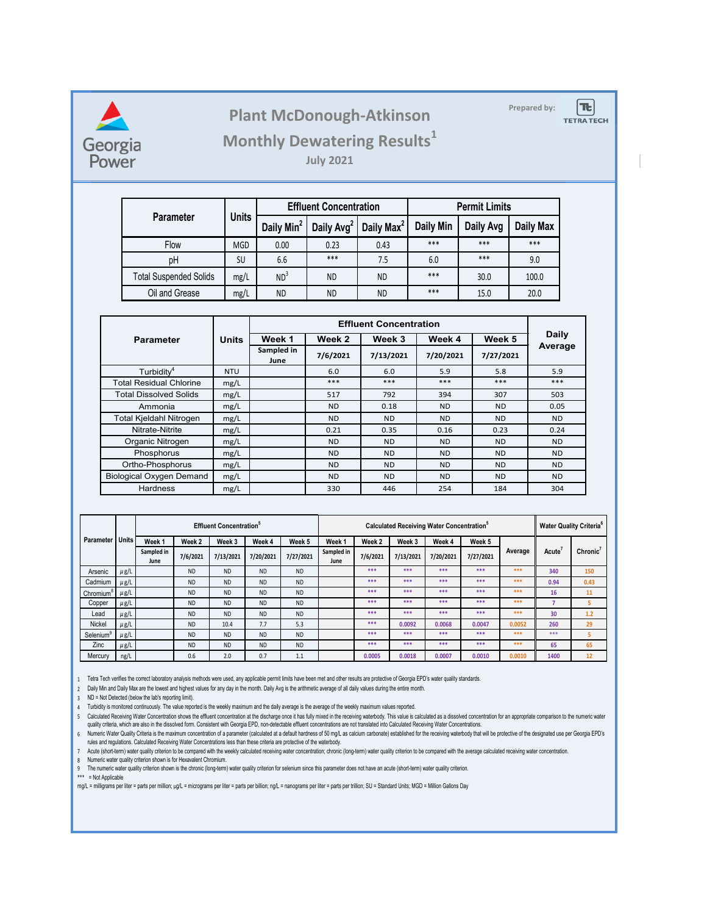Georgia Power

# Plant McDonough-Atkinson

## Monthly Dewatering Results[1]

**July 2021**

Prepared by: TETRA TECH

| Parameter | Units | Effluent Concentration | | | Permit Limits | | |
|---|---|---|---|---|---|---|---|
| | | Daily Min[2] | Daily Avg[2] | Daily Max[2] | Daily Min | Daily Avg | Daily Max |
| Flow | MGD | 0.00 | 0.23 | 0.43 | *** | *** | *** |
| pH | SU | 6.6 | *** | 7.5 | 6.0 | *** | 9.0 |
| Total Suspended Solids | mg/L | ND[3] | ND | ND | *** | 30.0 | 100.0 |
| Oil and Grease | mg/L | ND | ND | ND | *** | 15.0 | 20.0 |

| Parameter | Units | Effluent Concentration | | | | | Daily Average |
|---|---|---|---|---|---|---|---|
| | | Week 1 | Week 2 | Week 3 | Week 4 | Week 5 | |
| | | Sampled in June | 7/6/2021 | 7/13/2021 | 7/20/2021 | 7/27/2021 | |
| Turbidity[4] | NTU | | 6.0 | 6.0 | 5.9 | 5.8 | 5.9 |
| Total Residual Chlorine | mg/L | | *** | *** | *** | *** | *** |
| Total Dissolved Solids | mg/L | | 517 | 792 | 394 | 307 | 503 |
| Ammonia | mg/L | | ND | 0.18 | ND | ND | 0.05 |
| Total Kjeldahl Nitrogen | mg/L | | ND | ND | ND | ND | ND |
| Nitrate-Nitrite | mg/L | | 0.21 | 0.35 | 0.16 | 0.23 | 0.24 |
| Organic Nitrogen | mg/L | | ND | ND | ND | ND | ND |
| Phosphorus | mg/L | | ND | ND | ND | ND | ND |
| Ortho-Phosphorus | mg/L | | ND | ND | ND | ND | ND |
| Biological Oxygen Demand | mg/L | | ND | ND | ND | ND | ND |
| Hardness | mg/L | | 330 | 446 | 254 | 184 | 304 |

| Parameter | Units | Effluent Concentration[5] | | | | | Calculated Receiving Water Concentration[5] | | | | | | Water Quality Criteria[6] | |
|---|---|---|---|---|---|---|---|---|---|---|---|---|---|---|
| | | Week 1 | Week 2 | Week 3 | Week 4 | Week 5 | Week 1 | Week 2 | Week 3 | Week 4 | Week 5 | Average | Acute[7] | Chronic[7] |
| | | Sampled in June | 7/6/2021 | 7/13/2021 | 7/20/2021 | 7/27/2021 | Sampled in June | 7/6/2021 | 7/13/2021 | 7/20/2021 | 7/27/2021 | | | |
| Arsenic | µg/L | | ND | ND | ND | ND | | *** | *** | *** | *** | *** | 340 | 150 |
| Cadmium | µg/L | | ND | ND | ND | ND | | *** | *** | *** | *** | *** | 0.94 | 0.43 |
| Chromium[8] | µg/L | | ND | ND | ND | ND | | *** | *** | *** | *** | *** | 16 | 11 |
| Copper | µg/L | | ND | ND | ND | ND | | *** | *** | *** | *** | *** | 7 | 5 |
| Lead | µg/L | | ND | ND | ND | ND | | *** | *** | *** | *** | *** | 30 | 1.2 |
| Nickel | µg/L | | ND | 10.4 | 7.7 | 5.3 | | *** | 0.0092 | 0.0068 | 0.0047 | 0.0052 | 260 | 29 |
| Selenium[9] | µg/L | | ND | ND | ND | ND | | *** | *** | *** | *** | *** | *** | 5 |
| Zinc | µg/L | | ND | ND | ND | ND | | *** | *** | *** | *** | *** | 65 | 65 |
| Mercury | ng/L | | 0.6 | 2.0 | 0.7 | 1.1 | | 0.0005 | 0.0018 | 0.0007 | 0.0010 | 0.0010 | 1400 | 12 |

1 Tetra Tech verifies the correct laboratory analysis methods were used, any applicable permit limits have been met and other results are protective of Georgia EPD's water quality standards.

2 Daily Min and Daily Max are the lowest and highest values for any day in the month. Daily Avg is the arithmetic average of all daily values during the entire month.

3 ND = Not Detected (below the lab's reporting limit).

4 Turbidity is monitored continuously. The value reported is the weekly maximum and the daily average is the average of the weekly maximum values reported.

5 Calculated Receiving Water Concentration shows the effluent concentration at the discharge once it has fully mixed in the receiving waterbody. This value is calculated as a dissolved concentration for an appropriate comparison to the numeric water quality criteria, which are also in the dissolved form. Consistent with Georgia EPD, non-detectable effluent concentrations are not translated into Calculated Receiving Water Concentrations.

6 Numeric Water Quality Criteria is the maximum concentration of a parameter (calculated at a default hardness of 50 mg/L as calcium carbonate) established for the receiving waterbody that will be protective of the designated use per Georgia EPD's rules and regulations. Calculated Receiving Water Concentrations less than these criteria are protective of the waterbody.

7 Acute (short-term) water quality criterion to be compared with the weekly calculated receiving water concentration; chronic (long-term) water quality criterion to be compared with the average calculated receiving water concentration.

8 Numeric water quality criterion shown is for Hexavalent Chromium.

9 The numeric water quality criterion shown is the chronic (long-term) water quality criterion for selenium since this parameter does not have an acute (short-term) water quality criterion.

*** = Not Applicable

mg/L = milligrams per liter = parts per million; µg/L = micrograms per liter = parts per billion; ng/L = nanograms per liter = parts per trillion; SU = Standard Units; MGD = Million Gallons Day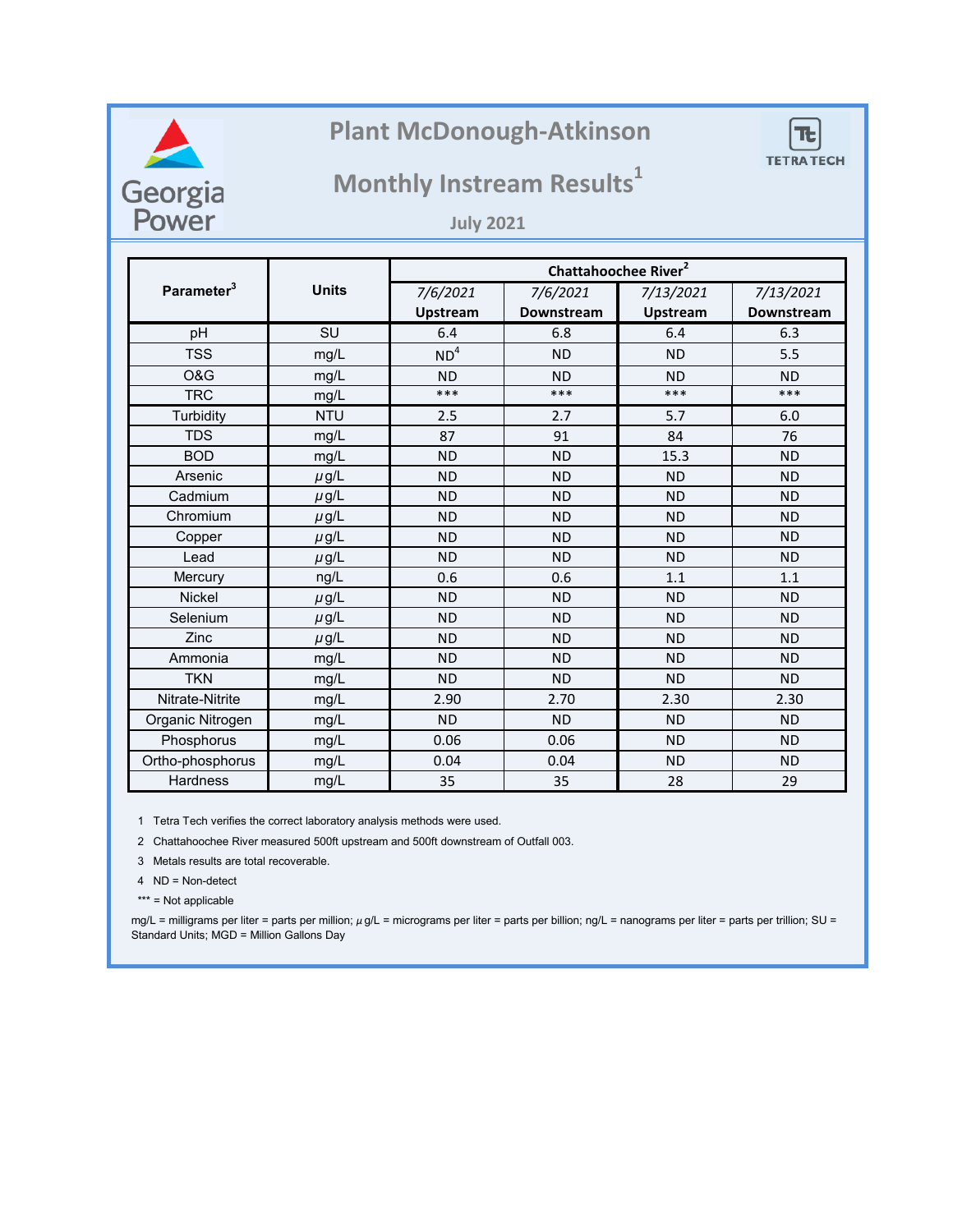# Plant McDonough-Atkinson

## Monthly Instream Results[1]

### July 2021

| Parameter[3] | Units | Chattahoochee River[2] | | | |
|---|---|---|---|---|---|
| | | *7/6/2021* **Upstream** | *7/6/2021* **Downstream** | *7/13/2021* **Upstream** | *7/13/2021* **Downstream** |
| pH | SU | 6.4 | 6.8 | 6.4 | 6.3 |
| TSS | mg/L | ND[4] | ND | ND | 5.5 |
| O&G | mg/L | ND | ND | ND | ND |
| TRC | mg/L | *** | *** | *** | *** |
| Turbidity | NTU | 2.5 | 2.7 | 5.7 | 6.0 |
| TDS | mg/L | 87 | 91 | 84 | 76 |
| BOD | mg/L | ND | ND | 15.3 | ND |
| Arsenic | µg/L | ND | ND | ND | ND |
| Cadmium | µg/L | ND | ND | ND | ND |
| Chromium | µg/L | ND | ND | ND | ND |
| Copper | µg/L | ND | ND | ND | ND |
| Lead | µg/L | ND | ND | ND | ND |
| Mercury | ng/L | 0.6 | 0.6 | 1.1 | 1.1 |
| Nickel | µg/L | ND | ND | ND | ND |
| Selenium | µg/L | ND | ND | ND | ND |
| Zinc | µg/L | ND | ND | ND | ND |
| Ammonia | mg/L | ND | ND | ND | ND |
| TKN | mg/L | ND | ND | ND | ND |
| Nitrate-Nitrite | mg/L | 2.90 | 2.70 | 2.30 | 2.30 |
| Organic Nitrogen | mg/L | ND | ND | ND | ND |
| Phosphorus | mg/L | 0.06 | 0.06 | ND | ND |
| Ortho-phosphorus | mg/L | 0.04 | 0.04 | ND | ND |
| Hardness | mg/L | 35 | 35 | 28 | 29 |

1 Tetra Tech verifies the correct laboratory analysis methods were used.

2 Chattahoochee River measured 500ft upstream and 500ft downstream of Outfall 003.

3 Metals results are total recoverable.

4 ND = Non-detect

*** = Not applicable

mg/L = milligrams per liter = parts per million; µg/L = micrograms per liter = parts per billion; ng/L = nanograms per liter = parts per trillion; SU = Standard Units; MGD = Million Gallons Day